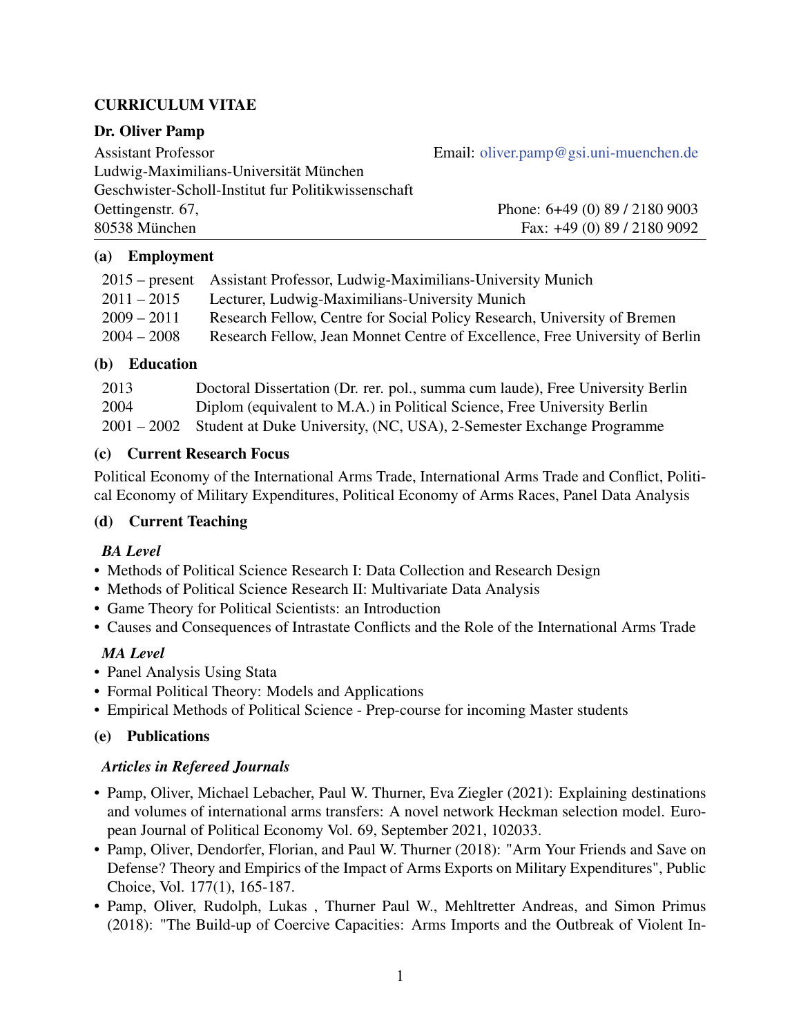# CURRICULUM VITAE

**Dr. Oliver Pamp**

Assistant Professor
Ludwig-Maximilians-Universität München
Geschwister-Scholl-Institut fur Politikwissenschaft
Oettingenstr. 67,
80538 München

Email: oliver.pamp@gsi.uni-muenchen.de
Phone: 6+49 (0) 89 / 2180 9003
Fax: +49 (0) 89 / 2180 9092

## (a) Employment

| | |
|---|---|
| 2015 – present | Assistant Professor, Ludwig-Maximilians-University Munich |
| 2011 – 2015 | Lecturer, Ludwig-Maximilians-University Munich |
| 2009 – 2011 | Research Fellow, Centre for Social Policy Research, University of Bremen |
| 2004 – 2008 | Research Fellow, Jean Monnet Centre of Excellence, Free University of Berlin |

## (b) Education

| | |
|---|---|
| 2013 | Doctoral Dissertation (Dr. rer. pol., summa cum laude), Free University Berlin |
| 2004 | Diplom (equivalent to M.A.) in Political Science, Free University Berlin |
| 2001 – 2002 | Student at Duke University, (NC, USA), 2-Semester Exchange Programme |

## (c) Current Research Focus

Political Economy of the International Arms Trade, International Arms Trade and Conflict, Political Economy of Military Expenditures, Political Economy of Arms Races, Panel Data Analysis

## (d) Current Teaching

### *BA Level*

- Methods of Political Science Research I: Data Collection and Research Design
- Methods of Political Science Research II: Multivariate Data Analysis
- Game Theory for Political Scientists: an Introduction
- Causes and Consequences of Intrastate Conflicts and the Role of the International Arms Trade

### *MA Level*

- Panel Analysis Using Stata
- Formal Political Theory: Models and Applications
- Empirical Methods of Political Science - Prep-course for incoming Master students

## (e) Publications

### *Articles in Refereed Journals*

- Pamp, Oliver, Michael Lebacher, Paul W. Thurner, Eva Ziegler (2021): Explaining destinations and volumes of international arms transfers: A novel network Heckman selection model. European Journal of Political Economy Vol. 69, September 2021, 102033.
- Pamp, Oliver, Dendorfer, Florian, and Paul W. Thurner (2018): "Arm Your Friends and Save on Defense? Theory and Empirics of the Impact of Arms Exports on Military Expenditures", Public Choice, Vol. 177(1), 165-187.
- Pamp, Oliver, Rudolph, Lukas , Thurner Paul W., Mehltretter Andreas, and Simon Primus (2018): "The Build-up of Coercive Capacities: Arms Imports and the Outbreak of Violent In-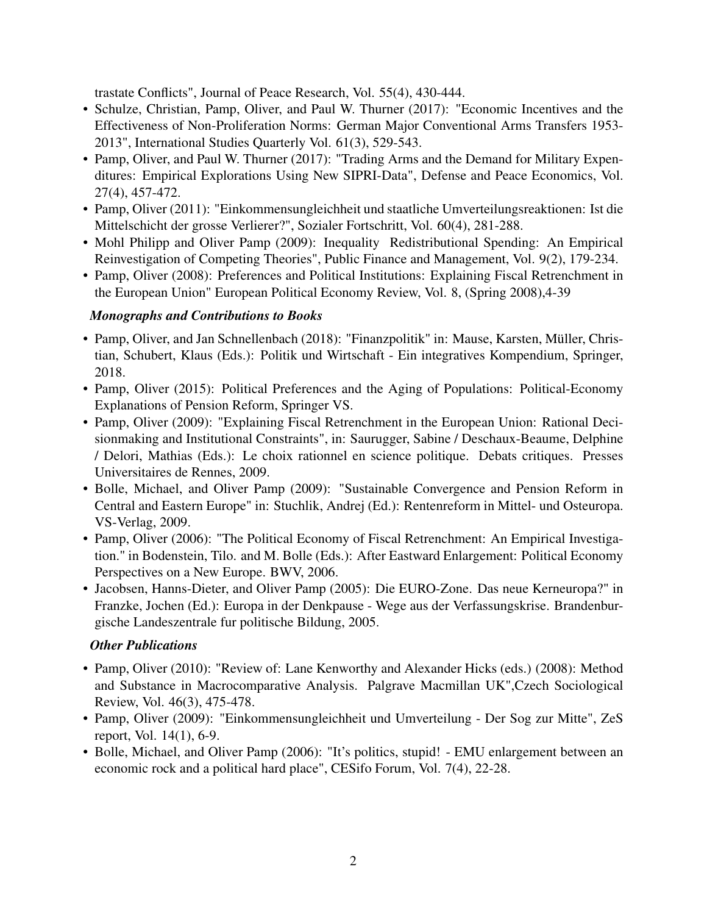trastate Conflicts", Journal of Peace Research, Vol. 55(4), 430-444.

- Schulze, Christian, Pamp, Oliver, and Paul W. Thurner (2017): "Economic Incentives and the Effectiveness of Non-Proliferation Norms: German Major Conventional Arms Transfers 1953-2013", International Studies Quarterly Vol. 61(3), 529-543.
- Pamp, Oliver, and Paul W. Thurner (2017): "Trading Arms and the Demand for Military Expenditures: Empirical Explorations Using New SIPRI-Data", Defense and Peace Economics, Vol. 27(4), 457-472.
- Pamp, Oliver (2011): "Einkommensungleichheit und staatliche Umverteilungsreaktionen: Ist die Mittelschicht der grosse Verlierer?", Sozialer Fortschritt, Vol. 60(4), 281-288.
- Mohl Philipp and Oliver Pamp (2009): Inequality Redistributional Spending: An Empirical Reinvestigation of Competing Theories", Public Finance and Management, Vol. 9(2), 179-234.
- Pamp, Oliver (2008): Preferences and Political Institutions: Explaining Fiscal Retrenchment in the European Union" European Political Economy Review, Vol. 8, (Spring 2008),4-39

### *Monographs and Contributions to Books*

- Pamp, Oliver, and Jan Schnellenbach (2018): "Finanzpolitik" in: Mause, Karsten, Müller, Christian, Schubert, Klaus (Eds.): Politik und Wirtschaft - Ein integratives Kompendium, Springer, 2018.
- Pamp, Oliver (2015): Political Preferences and the Aging of Populations: Political-Economy Explanations of Pension Reform, Springer VS.
- Pamp, Oliver (2009): "Explaining Fiscal Retrenchment in the European Union: Rational Decisionmaking and Institutional Constraints", in: Saurugger, Sabine / Deschaux-Beaume, Delphine / Delori, Mathias (Eds.): Le choix rationnel en science politique. Debats critiques. Presses Universitaires de Rennes, 2009.
- Bolle, Michael, and Oliver Pamp (2009): "Sustainable Convergence and Pension Reform in Central and Eastern Europe" in: Stuchlik, Andrej (Ed.): Rentenreform in Mittel- und Osteuropa. VS-Verlag, 2009.
- Pamp, Oliver (2006): "The Political Economy of Fiscal Retrenchment: An Empirical Investigation." in Bodenstein, Tilo. and M. Bolle (Eds.): After Eastward Enlargement: Political Economy Perspectives on a New Europe. BWV, 2006.
- Jacobsen, Hanns-Dieter, and Oliver Pamp (2005): Die EURO-Zone. Das neue Kerneuropa?" in Franzke, Jochen (Ed.): Europa in der Denkpause - Wege aus der Verfassungskrise. Brandenburgische Landeszentrale fur politische Bildung, 2005.

### *Other Publications*

- Pamp, Oliver (2010): "Review of: Lane Kenworthy and Alexander Hicks (eds.) (2008): Method and Substance in Macrocomparative Analysis. Palgrave Macmillan UK",Czech Sociological Review, Vol. 46(3), 475-478.
- Pamp, Oliver (2009): "Einkommensungleichheit und Umverteilung - Der Sog zur Mitte", ZeS report, Vol. 14(1), 6-9.
- Bolle, Michael, and Oliver Pamp (2006): "It's politics, stupid! - EMU enlargement between an economic rock and a political hard place", CESifo Forum, Vol. 7(4), 22-28.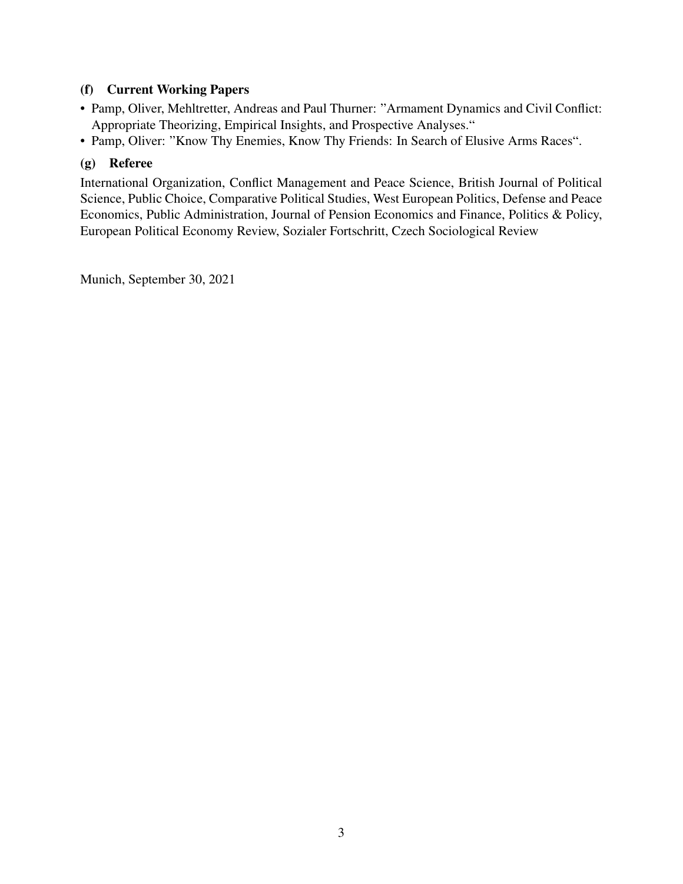### (f) Current Working Papers

- Pamp, Oliver, Mehltretter, Andreas and Paul Thurner: "Armament Dynamics and Civil Conflict: Appropriate Theorizing, Empirical Insights, and Prospective Analyses."
- Pamp, Oliver: "Know Thy Enemies, Know Thy Friends: In Search of Elusive Arms Races".

### (g) Referee

International Organization, Conflict Management and Peace Science, British Journal of Political Science, Public Choice, Comparative Political Studies, West European Politics, Defense and Peace Economics, Public Administration, Journal of Pension Economics and Finance, Politics & Policy, European Political Economy Review, Sozialer Fortschritt, Czech Sociological Review

Munich, September 30, 2021